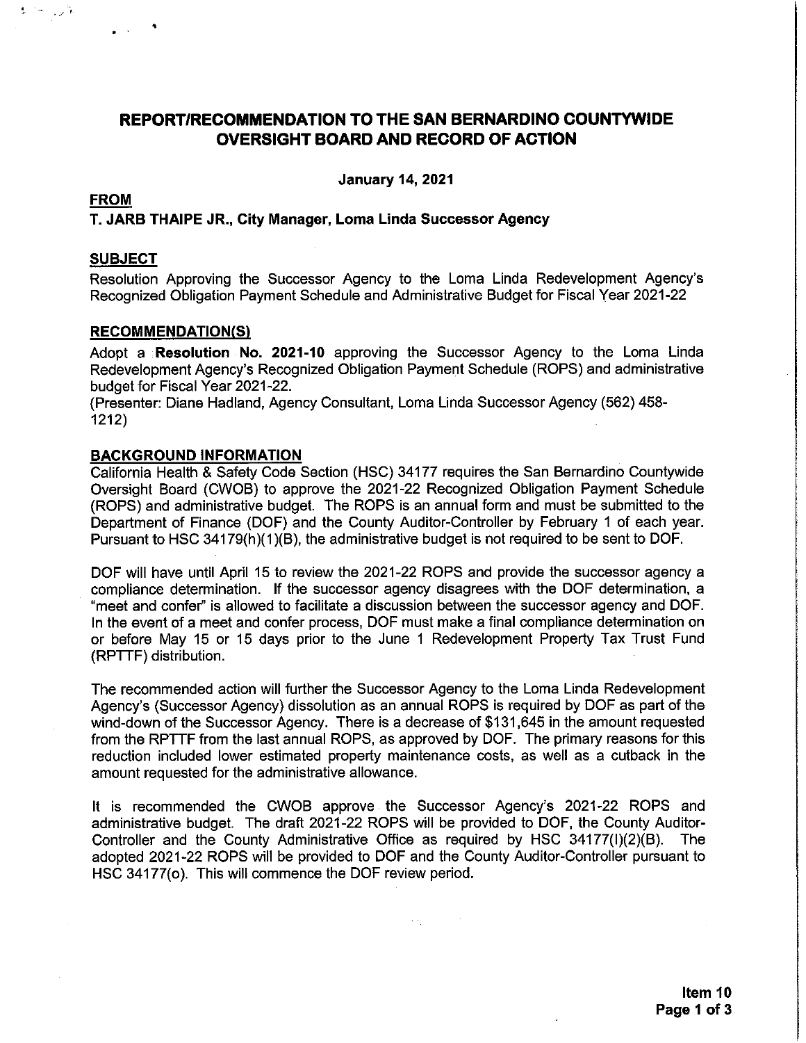# REPORT/RECOMMENDATION TO THE SAN BERNARDINO COUNTYWIDE OVERSIGHT BOARD AND RECORD OF ACTION

**January 14, 2021**

## FROM

**T. JARB THAIPE JR., City Manager, Loma Linda Successor Agency**

## SUBJECT

Resolution Approving the Successor Agency to the Loma Linda Redevelopment Agency's Recognized Obligation Payment Schedule and Administrative Budget for Fiscal Year 2021-22

## RECOMMENDATION(S)

Adopt a **Resolution No. 2021-10** approving the Successor Agency to the Loma Linda Redevelopment Agency's Recognized Obligation Payment Schedule (ROPS) and administrative budget for Fiscal Year 2021-22.

(Presenter: Diane Hadland, Agency Consultant, Loma Linda Successor Agency (562) 458-1212)

## BACKGROUND INFORMATION

California Health & Safety Code Section (HSC) 34177 requires the San Bernardino Countywide Oversight Board (CWOB) to approve the 2021-22 Recognized Obligation Payment Schedule (ROPS) and administrative budget. The ROPS is an annual form and must be submitted to the Department of Finance (DOF) and the County Auditor-Controller by February 1 of each year. Pursuant to HSC 34179(h)(1)(B), the administrative budget is not required to be sent to DOF.

DOF will have until April 15 to review the 2021-22 ROPS and provide the successor agency a compliance determination. If the successor agency disagrees with the DOF determination, a "meet and confer" is allowed to facilitate a discussion between the successor agency and DOF. In the event of a meet and confer process, DOF must make a final compliance determination on or before May 15 or 15 days prior to the June 1 Redevelopment Property Tax Trust Fund (RPTTF) distribution.

The recommended action will further the Successor Agency to the Loma Linda Redevelopment Agency's (Successor Agency) dissolution as an annual ROPS is required by DOF as part of the wind-down of the Successor Agency. There is a decrease of $131,645 in the amount requested from the RPTTF from the last annual ROPS, as approved by DOF. The primary reasons for this reduction included lower estimated property maintenance costs, as well as a cutback in the amount requested for the administrative allowance.

It is recommended the CWOB approve the Successor Agency's 2021-22 ROPS and administrative budget. The draft 2021-22 ROPS will be provided to DOF, the County Auditor-Controller and the County Administrative Office as required by HSC 34177(l)(2)(B). The adopted 2021-22 ROPS will be provided to DOF and the County Auditor-Controller pursuant to HSC 34177(o). This will commence the DOF review period.

Item 10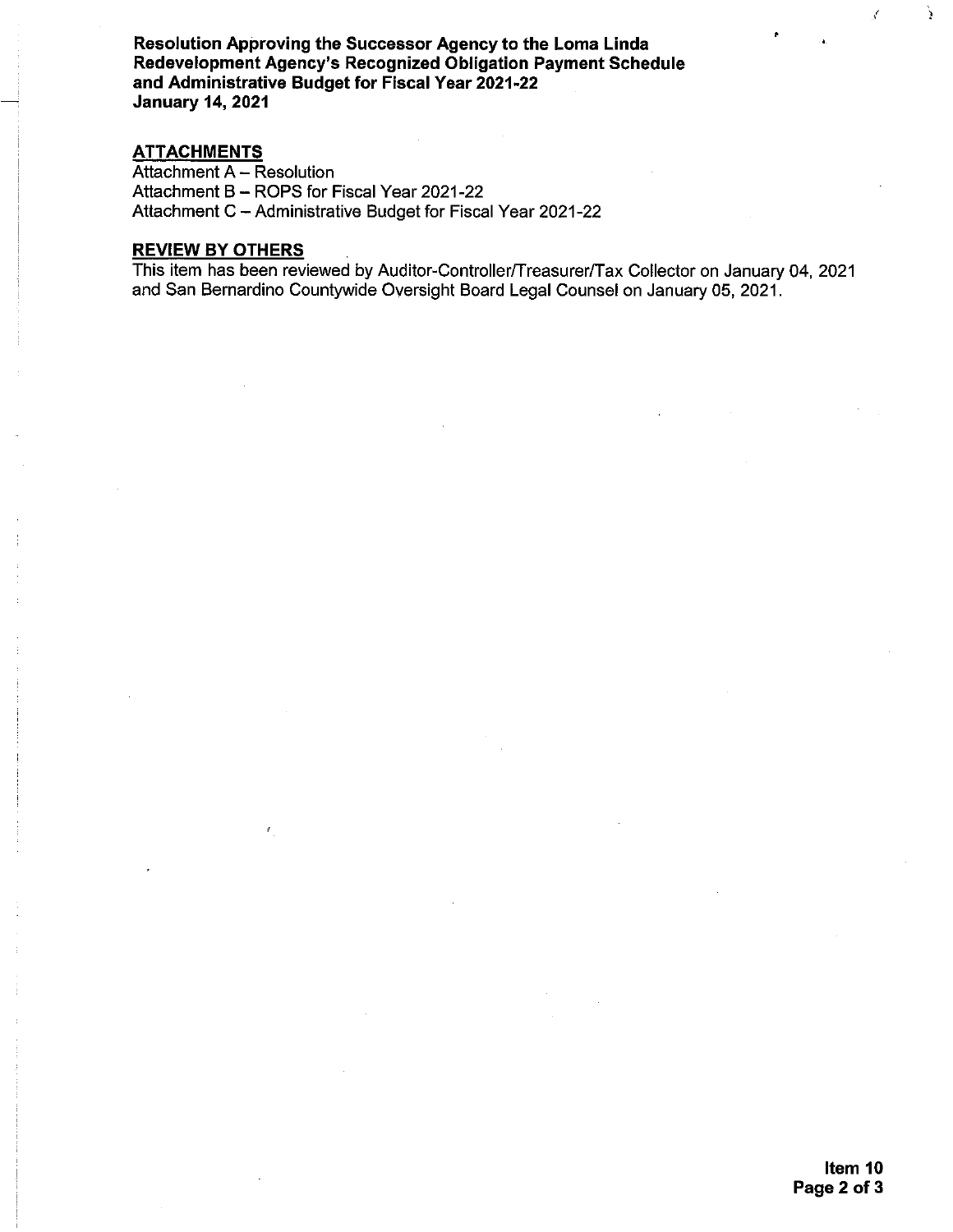**Resolution Approving the Successor Agency to the Loma Linda Redevelopment Agency's Recognized Obligation Payment Schedule and Administrative Budget for Fiscal Year 2021-22**
**January 14, 2021**

## ATTACHMENTS

Attachment A – Resolution
Attachment B – ROPS for Fiscal Year 2021-22
Attachment C – Administrative Budget for Fiscal Year 2021-22

## REVIEW BY OTHERS

This item has been reviewed by Auditor-Controller/Treasurer/Tax Collector on January 04, 2021 and San Bernardino Countywide Oversight Board Legal Counsel on January 05, 2021.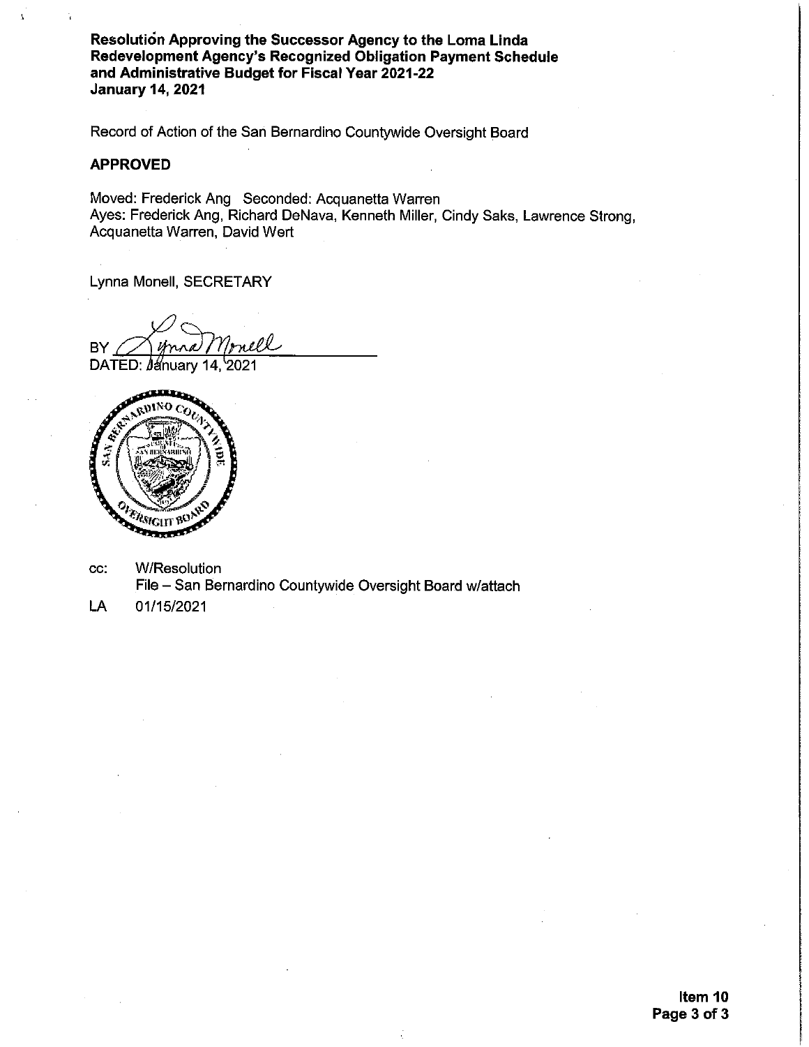**Resolution Approving the Successor Agency to the Loma Linda Redevelopment Agency's Recognized Obligation Payment Schedule and Administrative Budget for Fiscal Year 2021-22**
**January 14, 2021**

Record of Action of the San Bernardino Countywide Oversight Board

**APPROVED**

Moved: Frederick Ang Seconded: Acquanetta Warren
Ayes: Frederick Ang, Richard DeNava, Kenneth Miller, Cindy Saks, Lawrence Strong, Acquanetta Warren, David Wert

Lynna Monell, SECRETARY

BY Lynna Monell
DATED: January 14, 2021

cc: W/Resolution
File – San Bernardino Countywide Oversight Board w/attach

LA 01/15/2021

**Item 10**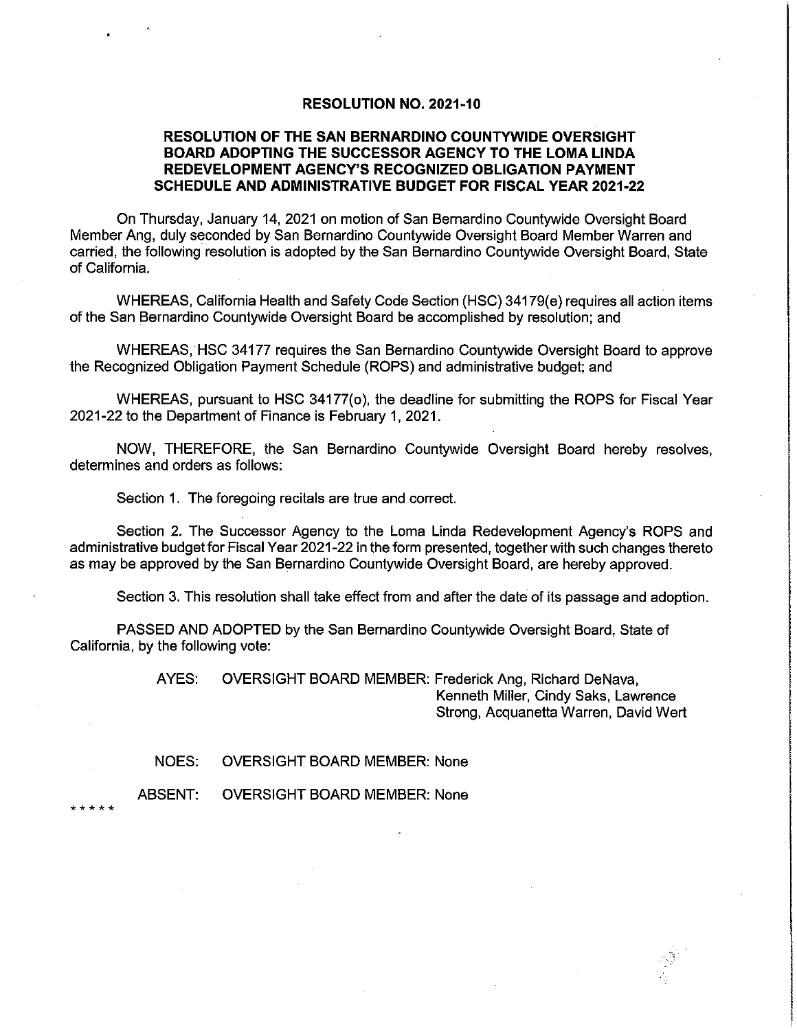**RESOLUTION NO. 2021-10**

**RESOLUTION OF THE SAN BERNARDINO COUNTYWIDE OVERSIGHT BOARD ADOPTING THE SUCCESSOR AGENCY TO THE LOMA LINDA REDEVELOPMENT AGENCY'S RECOGNIZED OBLIGATION PAYMENT SCHEDULE AND ADMINISTRATIVE BUDGET FOR FISCAL YEAR 2021-22**

On Thursday, January 14, 2021 on motion of San Bernardino Countywide Oversight Board Member Ang, duly seconded by San Bernardino Countywide Oversight Board Member Warren and carried, the following resolution is adopted by the San Bernardino Countywide Oversight Board, State of California.

WHEREAS, California Health and Safety Code Section (HSC) 34179(e) requires all action items of the San Bernardino Countywide Oversight Board be accomplished by resolution; and

WHEREAS, HSC 34177 requires the San Bernardino Countywide Oversight Board to approve the Recognized Obligation Payment Schedule (ROPS) and administrative budget; and

WHEREAS, pursuant to HSC 34177(o), the deadline for submitting the ROPS for Fiscal Year 2021-22 to the Department of Finance is February 1, 2021.

NOW, THEREFORE, the San Bernardino Countywide Oversight Board hereby resolves, determines and orders as follows:

Section 1. The foregoing recitals are true and correct.

Section 2. The Successor Agency to the Loma Linda Redevelopment Agency's ROPS and administrative budget for Fiscal Year 2021-22 in the form presented, together with such changes thereto as may be approved by the San Bernardino Countywide Oversight Board, are hereby approved.

Section 3. This resolution shall take effect from and after the date of its passage and adoption.

PASSED AND ADOPTED by the San Bernardino Countywide Oversight Board, State of California, by the following vote:

AYES: OVERSIGHT BOARD MEMBER: Frederick Ang, Richard DeNava, Kenneth Miller, Cindy Saks, Lawrence Strong, Acquanetta Warren, David Wert

NOES: OVERSIGHT BOARD MEMBER: None

ABSENT: OVERSIGHT BOARD MEMBER: None

* * * * *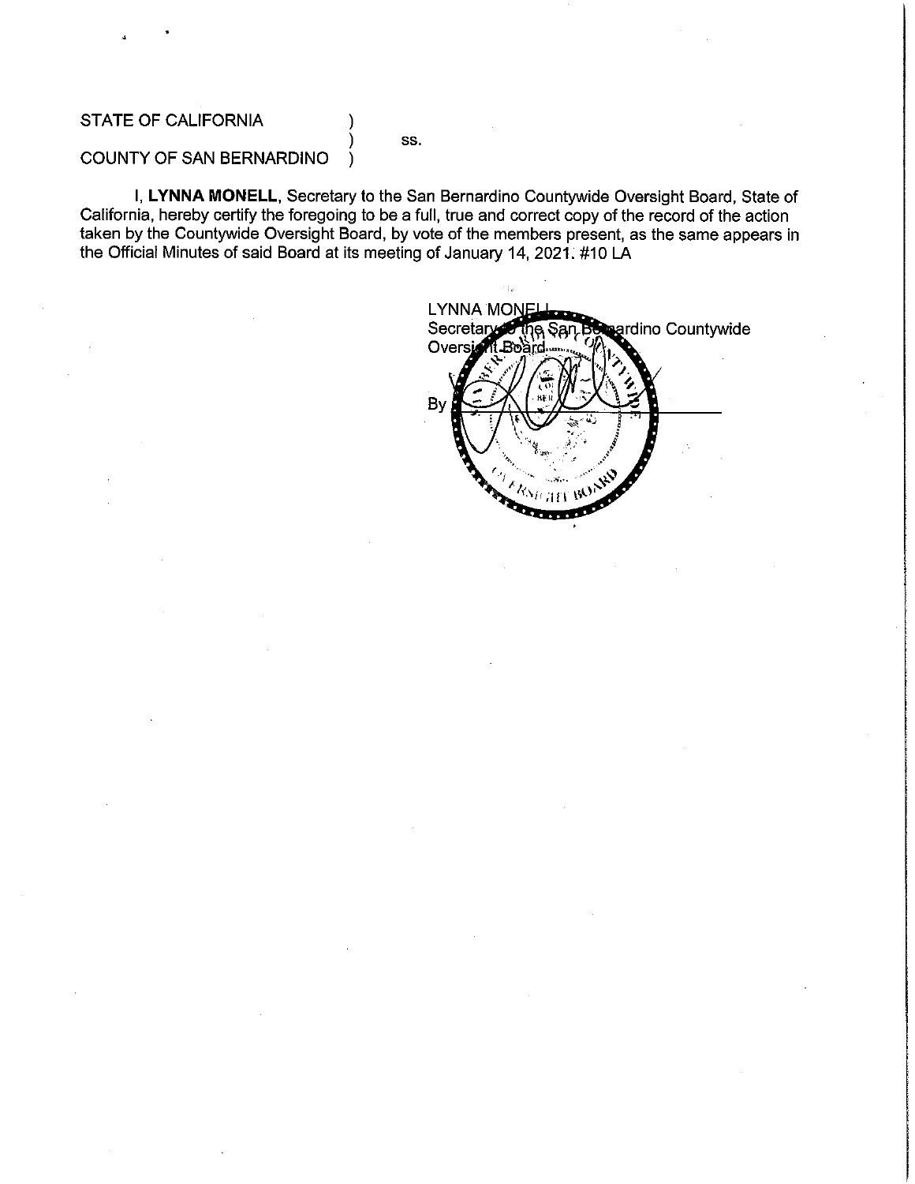STATE OF CALIFORNIA )
) ss.
COUNTY OF SAN BERNARDINO )

I, **LYNNA MONELL**, Secretary to the San Bernardino Countywide Oversight Board, State of California, hereby certify the foregoing to be a full, true and correct copy of the record of the action taken by the Countywide Oversight Board, by vote of the members present, as the same appears in the Official Minutes of said Board at its meeting of January 14, 2021. #10 LA

LYNNA MONELL
Secretary to the San Bernardino Countywide Oversight Board

By ______________________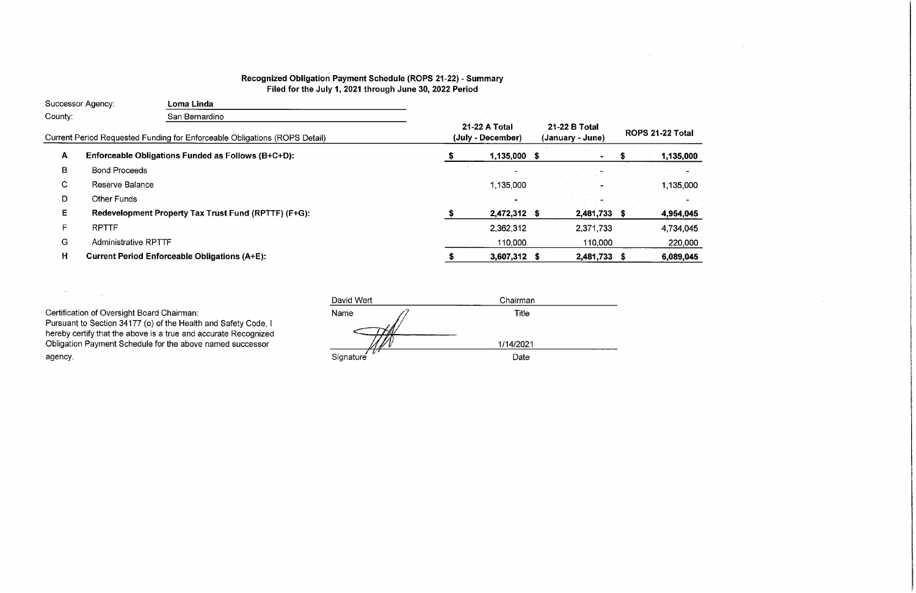**Recognized Obligation Payment Schedule (ROPS 21-22) - Summary**
**Filed for the July 1, 2021 through June 30, 2022 Period**

Successor Agency: **Loma Linda**

County: San Bernardino

| | Current Period Requested Funding for Enforceable Obligations (ROPS Detail) | 21-22 A Total (July - December) | 21-22 B Total (January - June) | ROPS 21-22 Total |
|---|---|---|---|---|
| **A** | **Enforceable Obligations Funded as Follows (B+C+D):** | **$ 1,135,000** | **$ -** | **$ 1,135,000** |
| B | Bond Proceeds | - | - | - |
| C | Reserve Balance | 1,135,000 | - | 1,135,000 |
| D | Other Funds | - | - | - |
| **E** | **Redevelopment Property Tax Trust Fund (RPTTF) (F+G):** | **$ 2,472,312** | **$ 2,481,733** | **$ 4,954,045** |
| F | RPTTF | 2,362,312 | 2,371,733 | 4,734,045 |
| G | Administrative RPTTF | 110,000 | 110,000 | 220,000 |
| **H** | **Current Period Enforceable Obligations (A+E):** | **$ 3,607,312** | **$ 2,481,733** | **$ 6,089,045** |

Certification of Oversight Board Chairman:
Pursuant to Section 34177 (o) of the Health and Safety Code, I hereby certify that the above is a true and accurate Recognized Obligation Payment Schedule for the above named successor agency.

| | |
|---|---|
| David Wert | Chairman |
| Name | Title |
| [Signature] | 1/14/2021 |
| Signature | Date |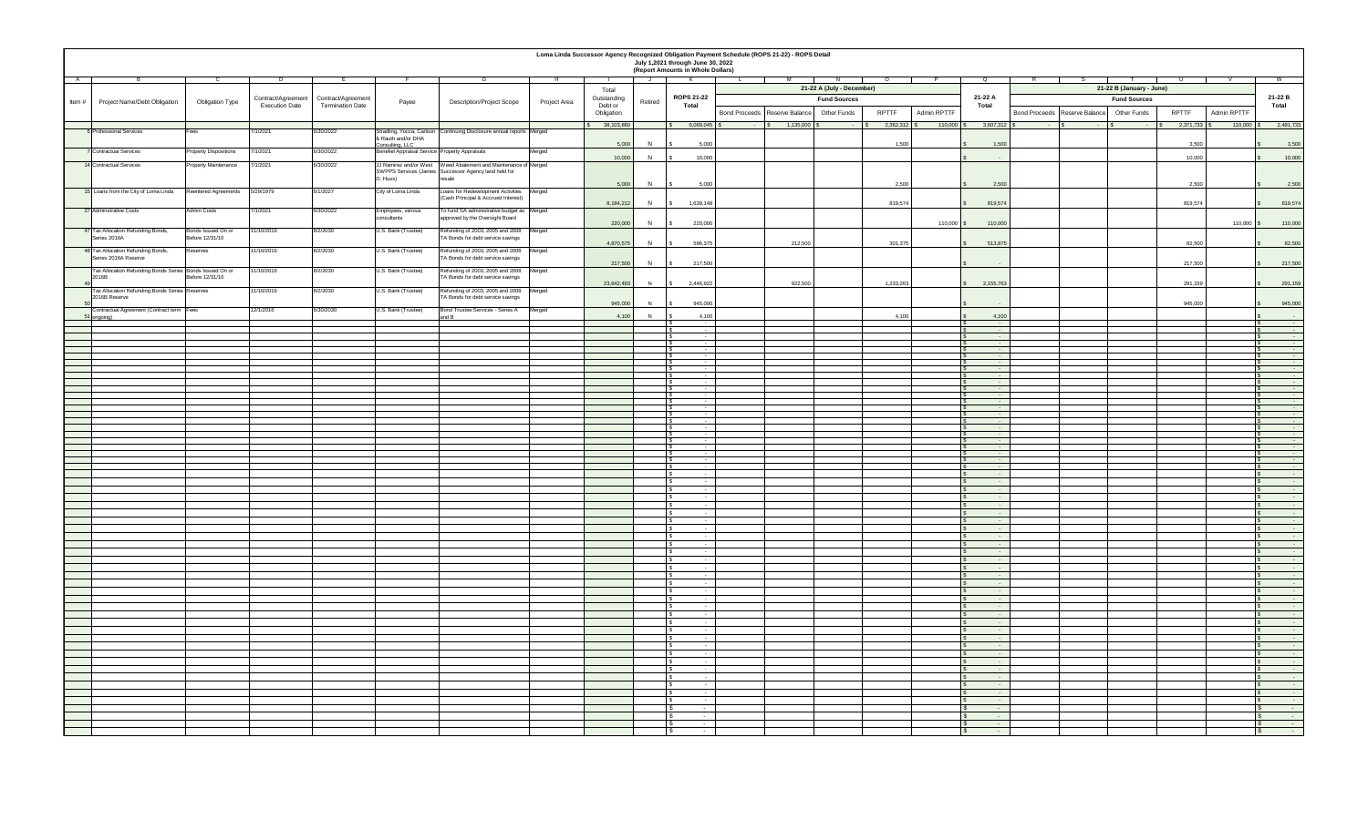# Loma Linda Successor Agency Recognized Obligation Payment Schedule (ROPS 21-22) - ROPS Detail

**July 1,2021 through June 30, 2022**

**(Report Amounts in Whole Dollars)**

| A | B | C | D | E | F | G | H | I | J | K | L | M | N | O | P | Q | R | S | T | U | V | W |
|---|---|---|---|---|---|---|---|---|---|---|---|---|---|---|---|---|---|---|---|---|---|---|
| | | | | | | | | | | | 21-22 A (July - December) | | | | | | 21-22 B (January - June) | | | | | |
| | | | | | | | | | | | Fund Sources | | | | | | Fund Sources | | | | | |
| Item # | Project Name/Debt Obligation | Obligation Type | Contract/Agreement Execution Date | Contract/Agreement Termination Date | Payee | Description/Project Scope | Project Area | Total Outstanding Debt or Obligation | Retired | ROPS 21-22 Total | Bond Proceeds | Reserve Balance | Other Funds | RPTTF | Admin RPTTF | 21-22 A Total | Bond Proceeds | Reserve Balance | Other Funds | RPTTF | Admin RPTTF | 21-22 B Total |
| | | | | | | | | $ 38,103,880 | | $ 6,069,045 | $ - | $ 1,135,000 | $ - | $ 2,362,312 | $ 110,000 | $ 3,607,312 | $ - | $ - | $ - | $ 2,371,733 | $ 110,000 | $ 2,461,733 |
| 5 | Professional Services | Fees | 7/1/2021 | 6/30/2022 | Smalling, Yocca, Carlson & Rauth and/or DHA Consulting, LLC | Continuing Disclosure annual reports | Merged | 5,000 | N | $ 5,000 | | | | 1,500 | | $ 1,500 | | | | 3,500 | | $ 3,500 |
| 7 | Contractual Services | Property Dispositions | 7/1/2021 | 6/30/2022 | Benefiel Appraisal Service | Property Appraisals | Merged | 10,000 | N | $ 10,000 | | | | | | $ - | | | | 10,000 | | $ 10,000 |
| 14 | Contractual Services | Property Maintenance | 7/1/2021 | 6/30/2022 | JJ Ramirez and/or West SWPPS Services (James D. Huss) | Weed Abatement and Maintenance of Successor Agency land held for resale | Merged | 5,000 | N | $ 5,000 | | | | 2,500 | | $ 2,500 | | | | 2,500 | | $ 2,500 |
| 15 | Loans from the City of Loma Linda | Reentered Agreements | 5/29/1979 | 6/1/2027 | City of Loma Linda | Loans for Redevelopment Activities (Cash Principal & Accrued Interest) | Merged | 8,184,212 | N | $ 1,639,148 | | | | 819,574 | | $ 819,574 | | | | 819,574 | | $ 819,574 |
| 27 | Administrative Costs | Admin Costs | 7/1/2021 | 6/30/2022 | Employees, various consultants | To fund SA administrative budget as approved by the Oversight Board | Merged | 220,000 | N | $ 220,000 | | | | | 110,000 | $ 110,000 | | | | | 110,000 | $ 110,000 |
| 47 | Tax Allocation Refunding Bonds, Series 2016A | Bonds Issued On or Before 12/31/10 | 11/10/2016 | 8/2/2030 | U.S. Bank (Trustee) | Refunding of 2003, 2005 and 2008 TA Bonds for debt service savings | Merged | 4,870,575 | N | $ 596,375 | | 212,500 | | 301,375 | | $ 513,875 | | | | 82,500 | | $ 82,500 |
| 48 | Tax Allocation Refunding Bonds, Series 2016A Reserve | Reserves | 11/10/2016 | 8/2/2030 | U.S. Bank (Trustee) | Refunding of 2003, 2005 and 2008 TA Bonds for debt service savings | Merged | 217,500 | N | $ 217,500 | | | | | | $ - | | | | 217,500 | | $ 217,500 |
| 49 | Tax Allocation Refunding Bonds Series 2016B | Bonds Issued On or Before 12/31/10 | 11/10/2016 | 8/2/2030 | U.S. Bank (Trustee) | Refunding of 2003, 2005 and 2008 TA Bonds for debt service savings | Merged | 23,642,493 | N | $ 2,446,922 | | 922,500 | | 1,233,263 | | $ 2,155,763 | | | | 291,159 | | $ 291,159 |
| 50 | Tax Allocation Refunding Bonds Series 2016B Reserve | Reserves | 11/10/2016 | 8/2/2030 | U.S. Bank (Trustee) | Refunding of 2003, 2005 and 2008 TA Bonds for debt service savings | Merged | 945,000 | N | $ 945,000 | | | | | | $ - | | | | 945,000 | | $ 945,000 |
| 51 | Contractual Agreement (Contract term ongoing) | Fees | 12/1/2016 | 6/30/2030 | U.S. Bank (Trustee) | Bond Trustee Services - Series A and B | Merged | 4,100 | N | $ 4,100 | | | | 4,100 | | $ 4,100 | | | | | | $ - |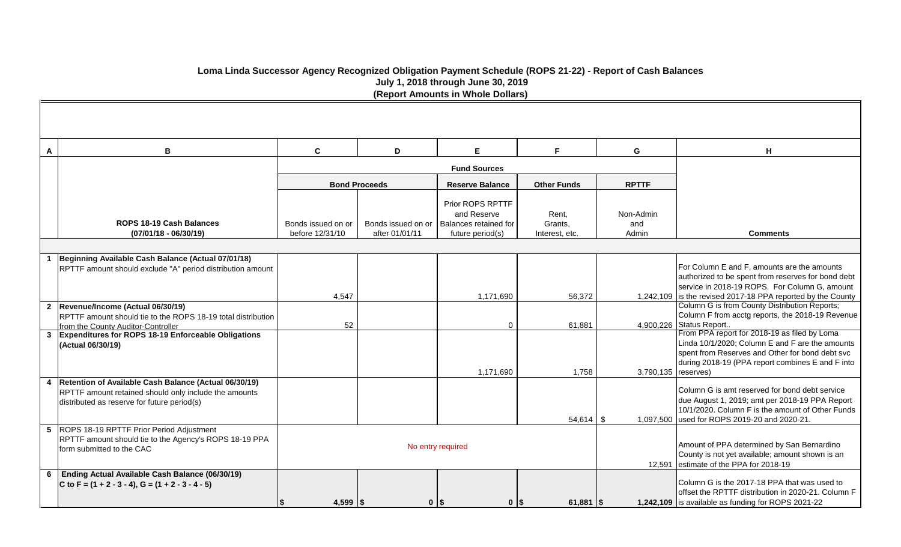# Loma Linda Successor Agency Recognized Obligation Payment Schedule (ROPS 21-22) - Report of Cash Balances

**July 1, 2018 through June 30, 2019**

**(Report Amounts in Whole Dollars)**

| A | B | C | D | E | F | G | H |
|---|---|---|---|---|---|---|---|
| | | **Fund Sources** | | | | | |
| | | **Bond Proceeds** | | **Reserve Balance** | **Other Funds** | **RPTTF** | |
| | **ROPS 18-19 Cash Balances (07/01/18 - 06/30/19)** | Bonds issued on or before 12/31/10 | Bonds issued on or after 01/01/11 | Prior ROPS RPTTF and Reserve Balances retained for future period(s) | Rent, Grants, Interest, etc. | Non-Admin and Admin | **Comments** |
| 1 | **Beginning Available Cash Balance (Actual 07/01/18)** RPTTF amount should exclude "A" period distribution amount | 4,547 | | 1,171,690 | 56,372 | 1,242,109 | For Column E and F, amounts are the amounts authorized to be spent from reserves for bond debt service in 2018-19 ROPS. For Column G, amount is the revised 2017-18 PPA reported by the County |
| 2 | **Revenue/Income (Actual 06/30/19)** RPTTF amount should tie to the ROPS 18-19 total distribution from the County Auditor-Controller | 52 | | 0 | 61,881 | 4,900,226 | Column G is from County Distribution Reports; Column F from acctg reports, the 2018-19 Revenue Status Report.. |
| 3 | **Expenditures for ROPS 18-19 Enforceable Obligations (Actual 06/30/19)** | | | 1,171,690 | 1,758 | 3,790,135 | From PPA report for 2018-19 as filed by Loma Linda 10/1/2020; Column E and F are the amounts spent from Reserves and Other for bond debt svc during 2018-19 (PPA report combines E and F into reserves) |
| 4 | **Retention of Available Cash Balance (Actual 06/30/19)** RPTTF amount retained should only include the amounts distributed as reserve for future period(s) | | | | 54,614 | $ 1,097,500 | Column G is amt reserved for bond debt service due August 1, 2019; amt per 2018-19 PPA Report 10/1/2020. Column F is the amount of Other Funds used for ROPS 2019-20 and 2020-21. |
| 5 | ROPS 18-19 RPTTF Prior Period Adjustment RPTTF amount should tie to the Agency's ROPS 18-19 PPA form submitted to the CAC | No entry required | | | | 12,591 | Amount of PPA determined by San Bernardino County is not yet available; amount shown is an estimate of the PPA for 2018-19 |
| 6 | **Ending Actual Available Cash Balance (06/30/19)** **C to F = (1 + 2 - 3 - 4), G = (1 + 2 - 3 - 4 - 5)** | **$ 4,599** | **$ 0** | **$ 0** | **$ 61,881** | **$ 1,242,109** | Column G is the 2017-18 PPA that was used to offset the RPTTF distribution in 2020-21. Column F is available as funding for ROPS 2021-22 |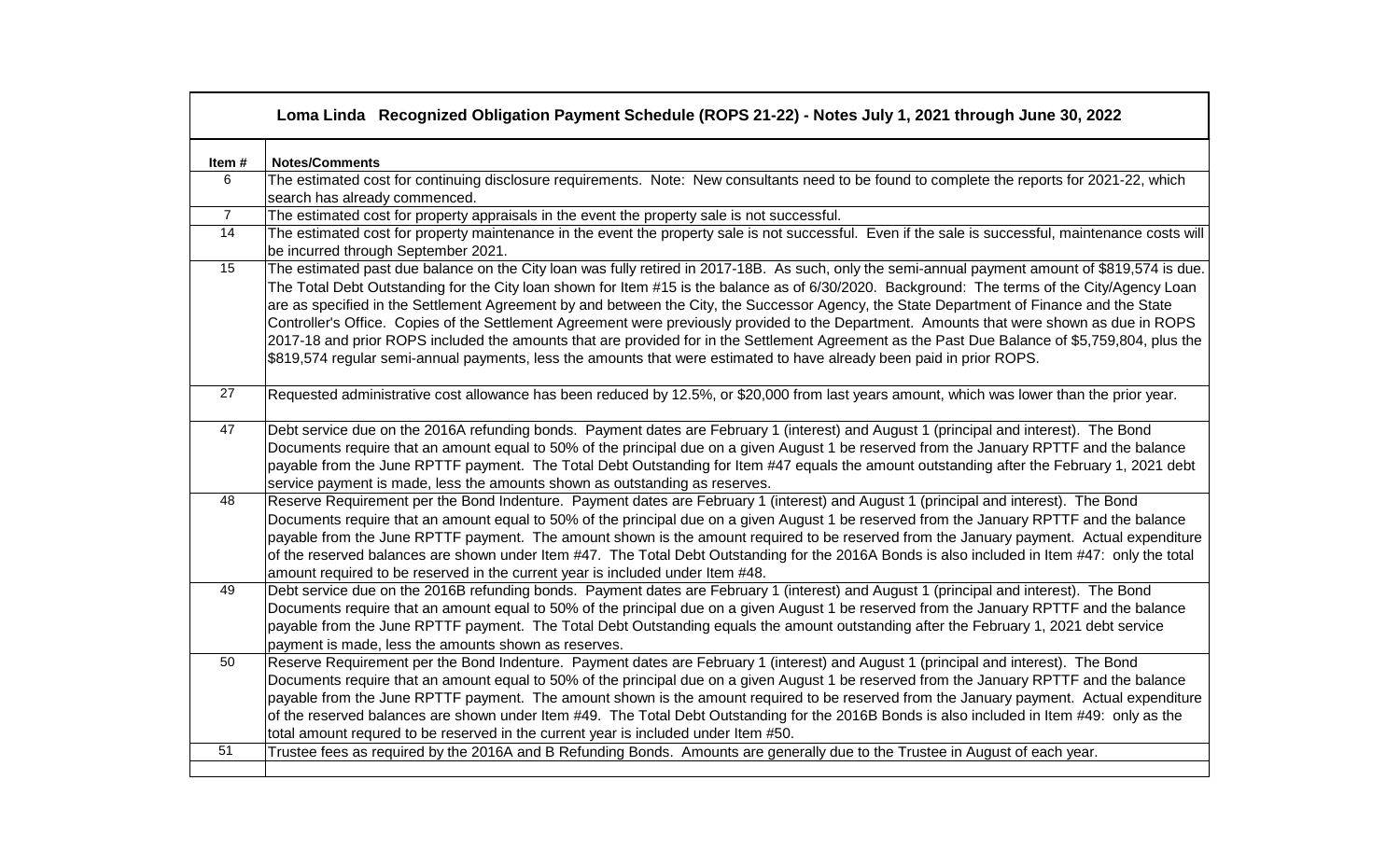| Loma Linda Recognized Obligation Payment Schedule (ROPS 21-22) - Notes July 1, 2021 through June 30, 2022 | |
|---|---|
| **Item #** | **Notes/Comments** |
| 6 | The estimated cost for continuing disclosure requirements. Note: New consultants need to be found to complete the reports for 2021-22, which search has already commenced. |
| 7 | The estimated cost for property appraisals in the event the property sale is not successful. |
| 14 | The estimated cost for property maintenance in the event the property sale is not successful. Even if the sale is successful, maintenance costs will be incurred through September 2021. |
| 15 | The estimated past due balance on the City loan was fully retired in 2017-18B. As such, only the semi-annual payment amount of $819,574 is due. The Total Debt Outstanding for the City loan shown for Item #15 is the balance as of 6/30/2020. Background: The terms of the City/Agency Loan are as specified in the Settlement Agreement by and between the City, the Successor Agency, the State Department of Finance and the State Controller's Office. Copies of the Settlement Agreement were previously provided to the Department. Amounts that were shown as due in ROPS 2017-18 and prior ROPS included the amounts that are provided for in the Settlement Agreement as the Past Due Balance of $5,759,804, plus the $819,574 regular semi-annual payments, less the amounts that were estimated to have already been paid in prior ROPS. |
| 27 | Requested administrative cost allowance has been reduced by 12.5%, or $20,000 from last years amount, which was lower than the prior year. |
| 47 | Debt service due on the 2016A refunding bonds. Payment dates are February 1 (interest) and August 1 (principal and interest). The Bond Documents require that an amount equal to 50% of the principal due on a given August 1 be reserved from the January RPTTF and the balance payable from the June RPTTF payment. The Total Debt Outstanding for Item #47 equals the amount outstanding after the February 1, 2021 debt service payment is made, less the amounts shown as outstanding as reserves. |
| 48 | Reserve Requirement per the Bond Indenture. Payment dates are February 1 (interest) and August 1 (principal and interest). The Bond Documents require that an amount equal to 50% of the principal due on a given August 1 be reserved from the January RPTTF and the balance payable from the June RPTTF payment. The amount shown is the amount required to be reserved from the January payment. Actual expenditure of the reserved balances are shown under Item #47. The Total Debt Outstanding for the 2016A Bonds is also included in Item #47: only the total amount required to be reserved in the current year is included under Item #48. |
| 49 | Debt service due on the 2016B refunding bonds. Payment dates are February 1 (interest) and August 1 (principal and interest). The Bond Documents require that an amount equal to 50% of the principal due on a given August 1 be reserved from the January RPTTF and the balance payable from the June RPTTF payment. The Total Debt Outstanding equals the amount outstanding after the February 1, 2021 debt service payment is made, less the amounts shown as reserves. |
| 50 | Reserve Requirement per the Bond Indenture. Payment dates are February 1 (interest) and August 1 (principal and interest). The Bond Documents require that an amount equal to 50% of the principal due on a given August 1 be reserved from the January RPTTF and the balance payable from the June RPTTF payment. The amount shown is the amount required to be reserved from the January payment. Actual expenditure of the reserved balances are shown under Item #49. The Total Debt Outstanding for the 2016B Bonds is also included in Item #49: only as the total amount requred to be reserved in the current year is included under Item #50. |
| 51 | Trustee fees as required by the 2016A and B Refunding Bonds. Amounts are generally due to the Trustee in August of each year. |
| | |